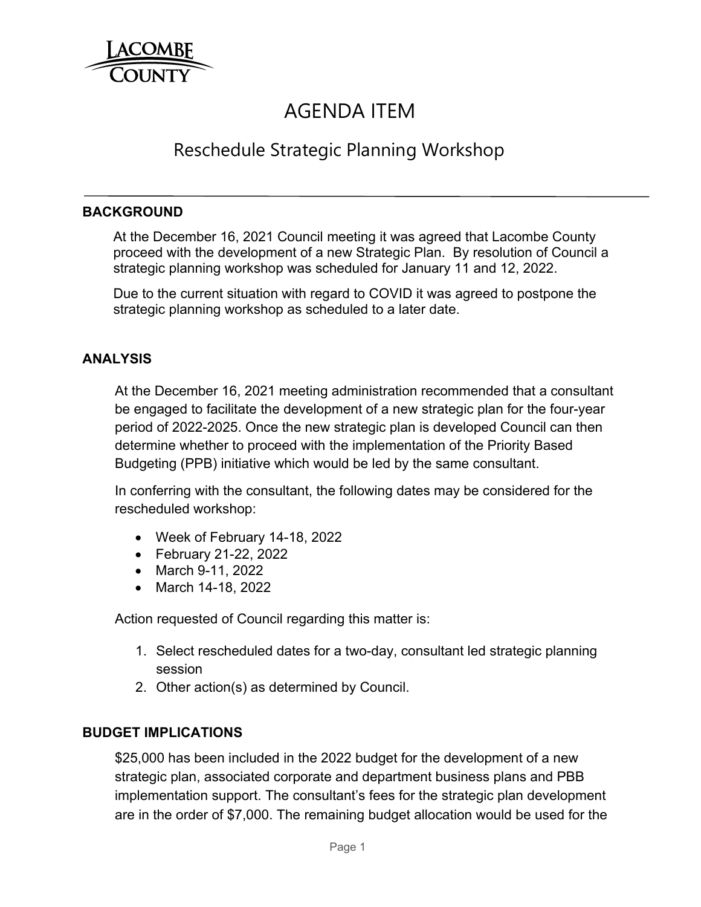# AGENDA ITEM

## Reschedule Strategic Planning Workshop

---

### BACKGROUND

At the December 16, 2021 Council meeting it was agreed that Lacombe County proceed with the development of a new Strategic Plan. By resolution of Council a strategic planning workshop was scheduled for January 11 and 12, 2022.

Due to the current situation with regard to COVID it was agreed to postpone the strategic planning workshop as scheduled to a later date.

### ANALYSIS

At the December 16, 2021 meeting administration recommended that a consultant be engaged to facilitate the development of a new strategic plan for the four-year period of 2022-2025. Once the new strategic plan is developed Council can then determine whether to proceed with the implementation of the Priority Based Budgeting (PPB) initiative which would be led by the same consultant.

In conferring with the consultant, the following dates may be considered for the rescheduled workshop:

- Week of February 14-18, 2022
- February 21-22, 2022
- March 9-11, 2022
- March 14-18, 2022

Action requested of Council regarding this matter is:

1. Select rescheduled dates for a two-day, consultant led strategic planning session
2. Other action(s) as determined by Council.

### BUDGET IMPLICATIONS

$25,000 has been included in the 2022 budget for the development of a new strategic plan, associated corporate and department business plans and PBB implementation support. The consultant's fees for the strategic plan development are in the order of $7,000. The remaining budget allocation would be used for the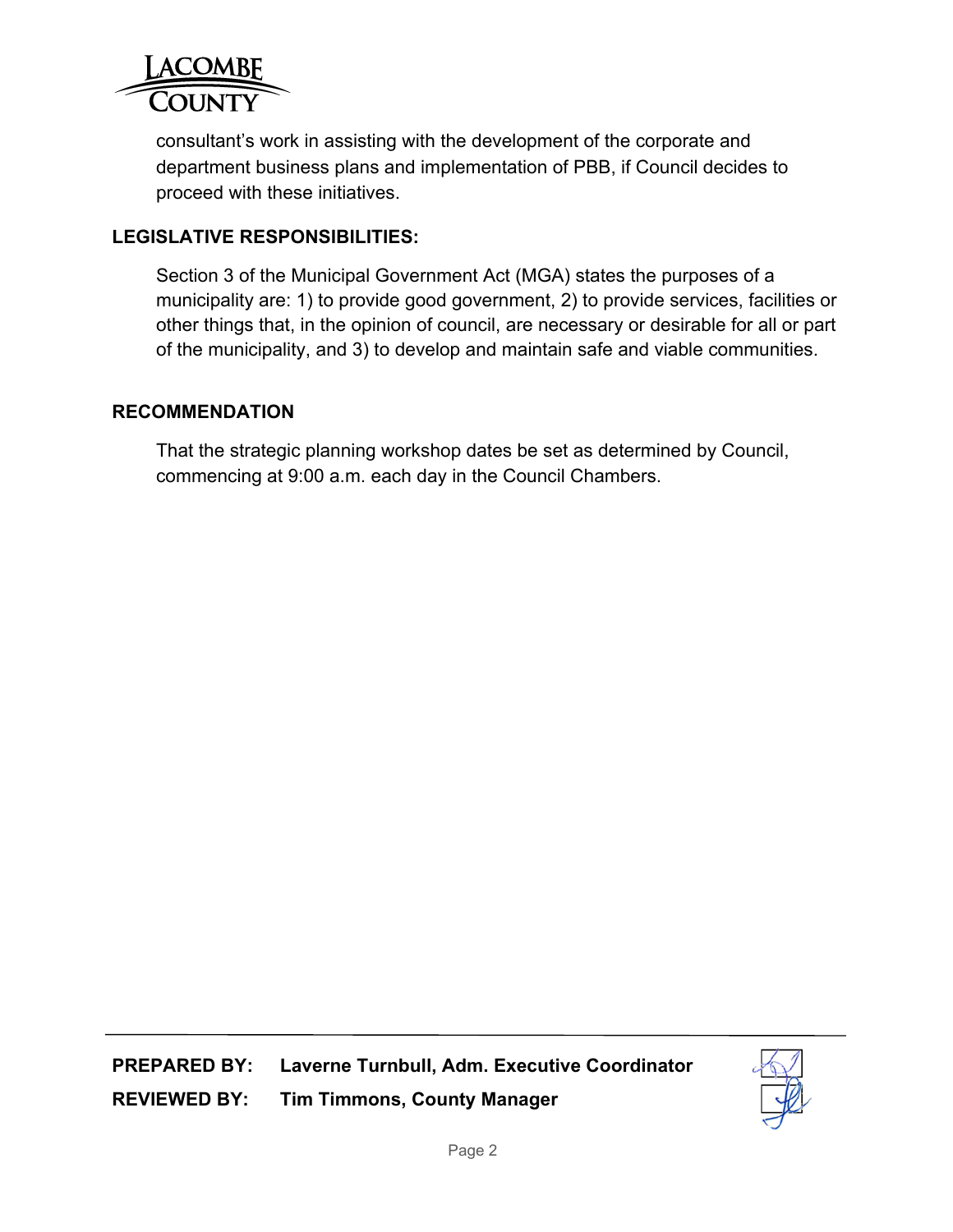consultant's work in assisting with the development of the corporate and department business plans and implementation of PBB, if Council decides to proceed with these initiatives.

## LEGISLATIVE RESPONSIBILITIES:

Section 3 of the Municipal Government Act (MGA) states the purposes of a municipality are: 1) to provide good government, 2) to provide services, facilities or other things that, in the opinion of council, are necessary or desirable for all or part of the municipality, and 3) to develop and maintain safe and viable communities.

## RECOMMENDATION

That the strategic planning workshop dates be set as determined by Council, commencing at 9:00 a.m. each day in the Council Chambers.

---

**PREPARED BY:** **Laverne Turnbull, Adm. Executive Coordinator**

**REVIEWED BY:** **Tim Timmons, County Manager**